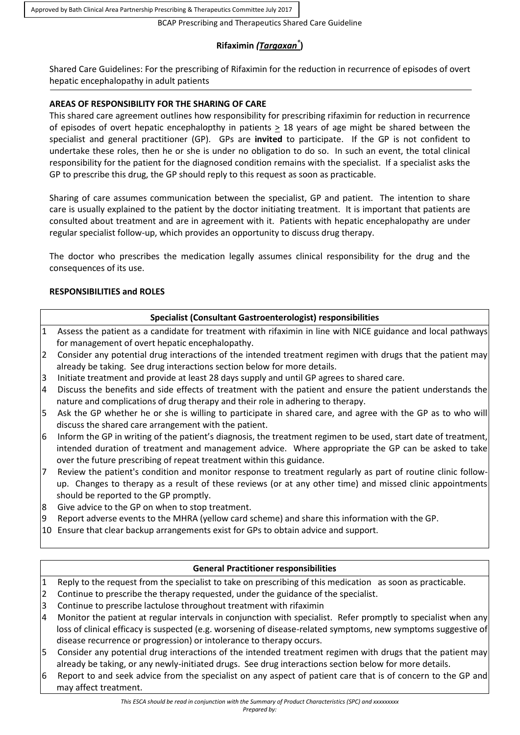Approved by Bath Clinical Area Partnership Prescribing & Therapeutics Committee July 2017

BCAP Prescribing and Therapeutics Shared Care Guideline

# Rifaximin *(Targaxan®)*

Shared Care Guidelines: For the prescribing of Rifaximin for the reduction in recurrence of episodes of overt hepatic encephalopathy in adult patients

## AREAS OF RESPONSIBILITY FOR THE SHARING OF CARE

This shared care agreement outlines how responsibility for prescribing rifaximin for reduction in recurrence of episodes of overt hepatic encephalopthy in patients $\geq$ 18 years of age might be shared between the specialist and general practitioner (GP). GPs are **invited** to participate. If the GP is not confident to undertake these roles, then he or she is under no obligation to do so. In such an event, the total clinical responsibility for the patient for the diagnosed condition remains with the specialist. If a specialist asks the GP to prescribe this drug, the GP should reply to this request as soon as practicable.

Sharing of care assumes communication between the specialist, GP and patient. The intention to share care is usually explained to the patient by the doctor initiating treatment. It is important that patients are consulted about treatment and are in agreement with it. Patients with hepatic encephalopathy are under regular specialist follow-up, which provides an opportunity to discuss drug therapy.

The doctor who prescribes the medication legally assumes clinical responsibility for the drug and the consequences of its use.

## RESPONSIBILITIES and ROLES

### Specialist (Consultant Gastroenterologist) responsibilities

1. Assess the patient as a candidate for treatment with rifaximin in line with NICE guidance and local pathways for management of overt hepatic encephalopathy.
2. Consider any potential drug interactions of the intended treatment regimen with drugs that the patient may already be taking. See drug interactions section below for more details.
3. Initiate treatment and provide at least 28 days supply and until GP agrees to shared care.
4. Discuss the benefits and side effects of treatment with the patient and ensure the patient understands the nature and complications of drug therapy and their role in adhering to therapy.
5. Ask the GP whether he or she is willing to participate in shared care, and agree with the GP as to who will discuss the shared care arrangement with the patient.
6. Inform the GP in writing of the patient's diagnosis, the treatment regimen to be used, start date of treatment, intended duration of treatment and management advice. Where appropriate the GP can be asked to take over the future prescribing of repeat treatment within this guidance.
7. Review the patient's condition and monitor response to treatment regularly as part of routine clinic follow-up. Changes to therapy as a result of these reviews (or at any other time) and missed clinic appointments should be reported to the GP promptly.
8. Give advice to the GP on when to stop treatment.
9. Report adverse events to the MHRA (yellow card scheme) and share this information with the GP.
10. Ensure that clear backup arrangements exist for GPs to obtain advice and support.

### General Practitioner responsibilities

1. Reply to the request from the specialist to take on prescribing of this medication as soon as practicable.
2. Continue to prescribe the therapy requested, under the guidance of the specialist.
3. Continue to prescribe lactulose throughout treatment with rifaximin
4. Monitor the patient at regular intervals in conjunction with specialist. Refer promptly to specialist when any loss of clinical efficacy is suspected (e.g. worsening of disease-related symptoms, new symptoms suggestive of disease recurrence or progression) or intolerance to therapy occurs.
5. Consider any potential drug interactions of the intended treatment regimen with drugs that the patient may already be taking, or any newly-initiated drugs. See drug interactions section below for more details.
6. Report to and seek advice from the specialist on any aspect of patient care that is of concern to the GP and may affect treatment.

*This ESCA should be read in conjunction with the Summary of Product Characteristics (SPC) and xxxxxxxxx*
*Prepared by:*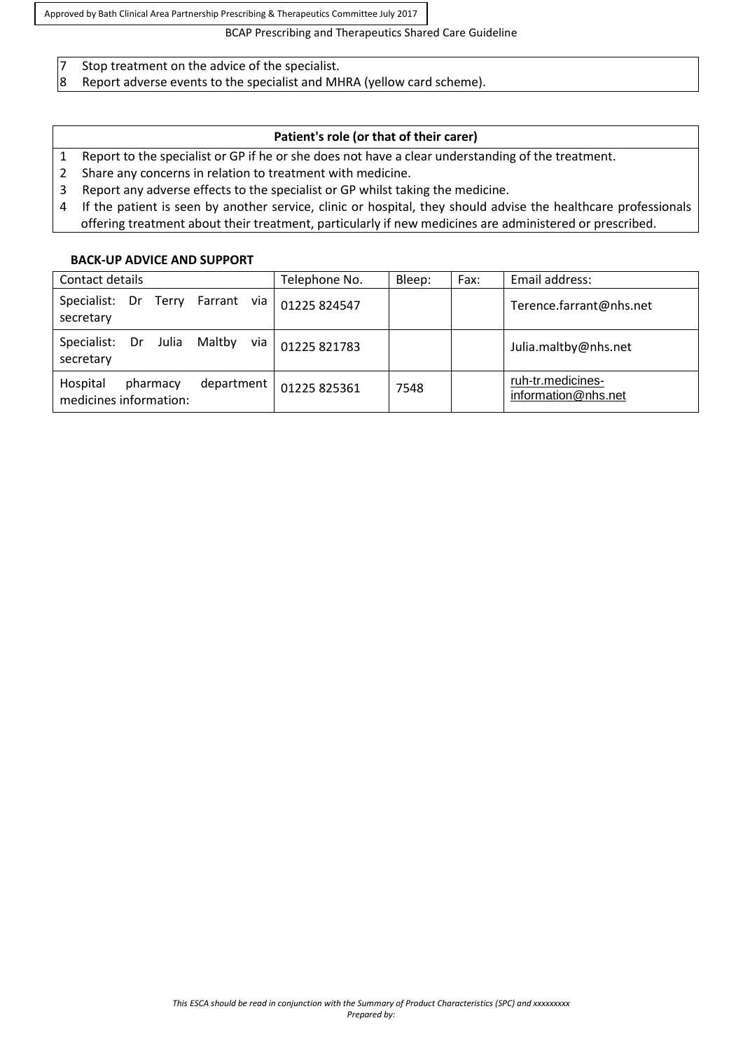7. Stop treatment on the advice of the specialist.
8. Report adverse events to the specialist and MHRA (yellow card scheme).

**Patient's role (or that of their carer)**

1. Report to the specialist or GP if he or she does not have a clear understanding of the treatment.
2. Share any concerns in relation to treatment with medicine.
3. Report any adverse effects to the specialist or GP whilst taking the medicine.
4. If the patient is seen by another service, clinic or hospital, they should advise the healthcare professionals offering treatment about their treatment, particularly if new medicines are administered or prescribed.

**BACK-UP ADVICE AND SUPPORT**

| Contact details | Telephone No. | Bleep: | Fax: | Email address: |
|---|---|---|---|---|
| Specialist: Dr Terry Farrant via secretary | 01225 824547 | | | Terence.farrant@nhs.net |
| Specialist: Dr Julia Maltby via secretary | 01225 821783 | | | Julia.maltby@nhs.net |
| Hospital pharmacy department medicines information: | 01225 825361 | 7548 | | ruh-tr.medicines-information@nhs.net |

*This ESCA should be read in conjunction with the Summary of Product Characteristics (SPC) and xxxxxxxxx*
*Prepared by:*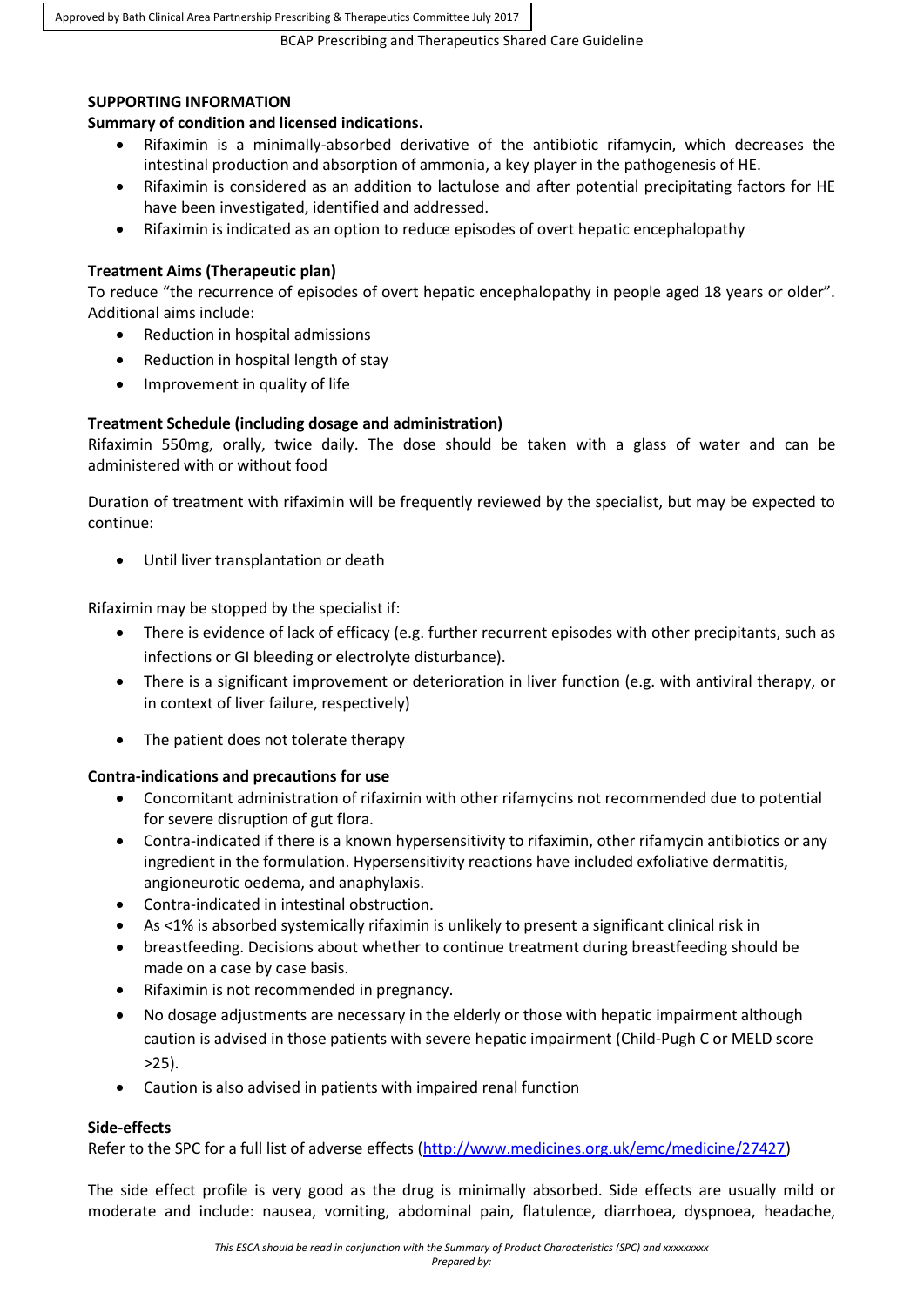**SUPPORTING INFORMATION**

**Summary of condition and licensed indications.**

- Rifaximin is a minimally-absorbed derivative of the antibiotic rifamycin, which decreases the intestinal production and absorption of ammonia, a key player in the pathogenesis of HE.
- Rifaximin is considered as an addition to lactulose and after potential precipitating factors for HE have been investigated, identified and addressed.
- Rifaximin is indicated as an option to reduce episodes of overt hepatic encephalopathy

**Treatment Aims (Therapeutic plan)**

To reduce "the recurrence of episodes of overt hepatic encephalopathy in people aged 18 years or older". Additional aims include:

- Reduction in hospital admissions
- Reduction in hospital length of stay
- Improvement in quality of life

**Treatment Schedule (including dosage and administration)**

Rifaximin 550mg, orally, twice daily. The dose should be taken with a glass of water and can be administered with or without food

Duration of treatment with rifaximin will be frequently reviewed by the specialist, but may be expected to continue:

- Until liver transplantation or death

Rifaximin may be stopped by the specialist if:

- There is evidence of lack of efficacy (e.g. further recurrent episodes with other precipitants, such as infections or GI bleeding or electrolyte disturbance).
- There is a significant improvement or deterioration in liver function (e.g. with antiviral therapy, or in context of liver failure, respectively)
- The patient does not tolerate therapy

**Contra-indications and precautions for use**

- Concomitant administration of rifaximin with other rifamycins not recommended due to potential for severe disruption of gut flora.
- Contra-indicated if there is a known hypersensitivity to rifaximin, other rifamycin antibiotics or any ingredient in the formulation. Hypersensitivity reactions have included exfoliative dermatitis, angioneurotic oedema, and anaphylaxis.
- Contra-indicated in intestinal obstruction.
- As <1% is absorbed systemically rifaximin is unlikely to present a significant clinical risk in
- breastfeeding. Decisions about whether to continue treatment during breastfeeding should be made on a case by case basis.
- Rifaximin is not recommended in pregnancy.
- No dosage adjustments are necessary in the elderly or those with hepatic impairment although caution is advised in those patients with severe hepatic impairment (Child-Pugh C or MELD score >25).
- Caution is also advised in patients with impaired renal function

**Side-effects**

Refer to the SPC for a full list of adverse effects (http://www.medicines.org.uk/emc/medicine/27427)

The side effect profile is very good as the drug is minimally absorbed. Side effects are usually mild or moderate and include: nausea, vomiting, abdominal pain, flatulence, diarrhoea, dyspnoea, headache,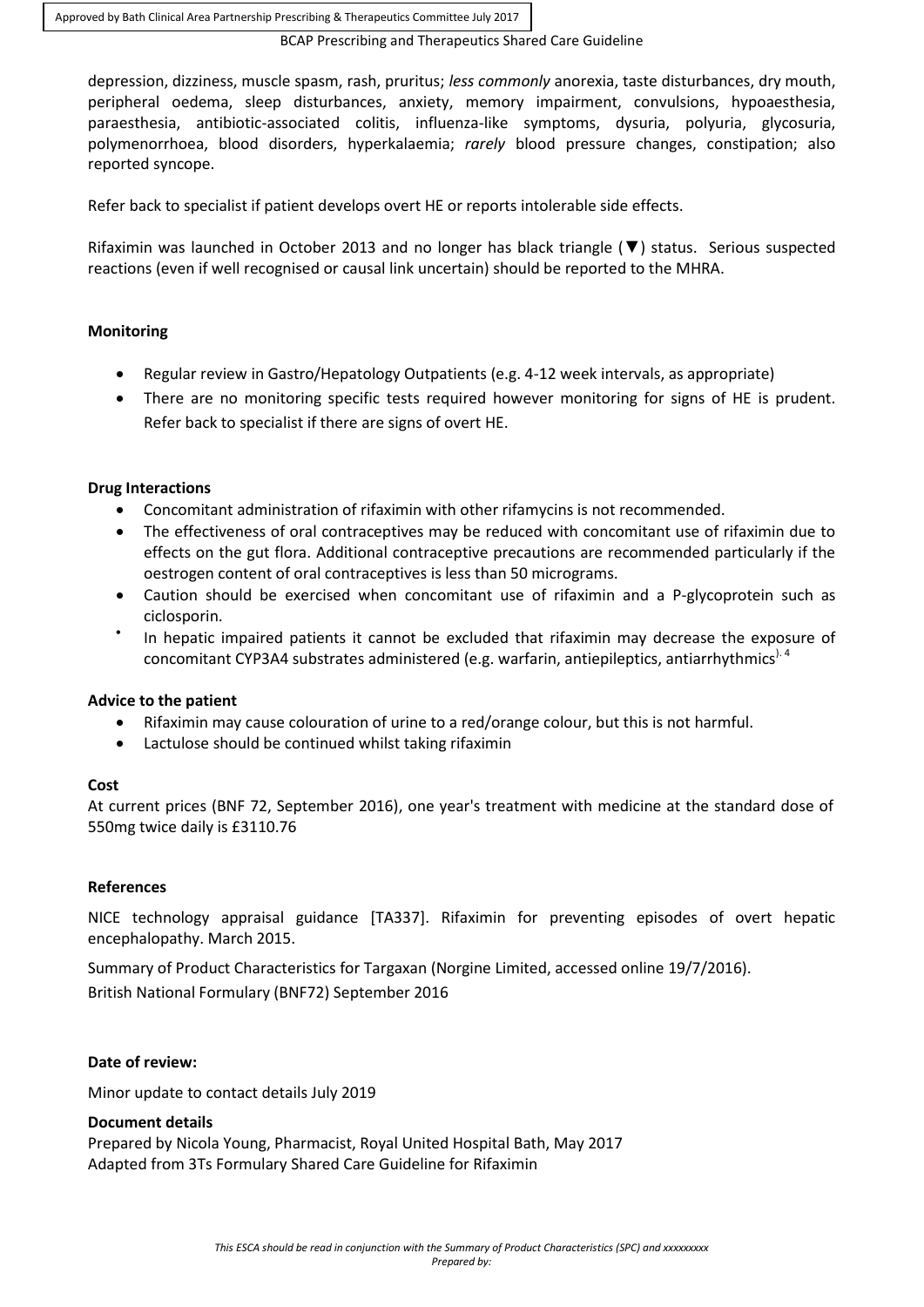depression, dizziness, muscle spasm, rash, pruritus; *less commonly* anorexia, taste disturbances, dry mouth, peripheral oedema, sleep disturbances, anxiety, memory impairment, convulsions, hypoaesthesia, paraesthesia, antibiotic-associated colitis, influenza-like symptoms, dysuria, polyuria, glycosuria, polymenorrhoea, blood disorders, hyperkalaemia; *rarely* blood pressure changes, constipation; also reported syncope.

Refer back to specialist if patient develops overt HE or reports intolerable side effects.

Rifaximin was launched in October 2013 and no longer has black triangle (▼) status. Serious suspected reactions (even if well recognised or causal link uncertain) should be reported to the MHRA.

**Monitoring**

- Regular review in Gastro/Hepatology Outpatients (e.g. 4-12 week intervals, as appropriate)
- There are no monitoring specific tests required however monitoring for signs of HE is prudent. Refer back to specialist if there are signs of overt HE.

**Drug Interactions**

- Concomitant administration of rifaximin with other rifamycins is not recommended.
- The effectiveness of oral contraceptives may be reduced with concomitant use of rifaximin due to effects on the gut flora. Additional contraceptive precautions are recommended particularly if the oestrogen content of oral contraceptives is less than 50 micrograms.
- Caution should be exercised when concomitant use of rifaximin and a P-glycoprotein such as ciclosporin.
- In hepatic impaired patients it cannot be excluded that rifaximin may decrease the exposure of concomitant CYP3A4 substrates administered (e.g. warfarin, antiepileptics, antiarrhythmics)[), 4]

**Advice to the patient**

- Rifaximin may cause colouration of urine to a red/orange colour, but this is not harmful.
- Lactulose should be continued whilst taking rifaximin

**Cost**

At current prices (BNF 72, September 2016), one year's treatment with medicine at the standard dose of 550mg twice daily is £3110.76

**References**

NICE technology appraisal guidance [TA337]. Rifaximin for preventing episodes of overt hepatic encephalopathy. March 2015.

Summary of Product Characteristics for Targaxan (Norgine Limited, accessed online 19/7/2016).

British National Formulary (BNF72) September 2016

**Date of review:**

Minor update to contact details July 2019

**Document details**

Prepared by Nicola Young, Pharmacist, Royal United Hospital Bath, May 2017

Adapted from 3Ts Formulary Shared Care Guideline for Rifaximin